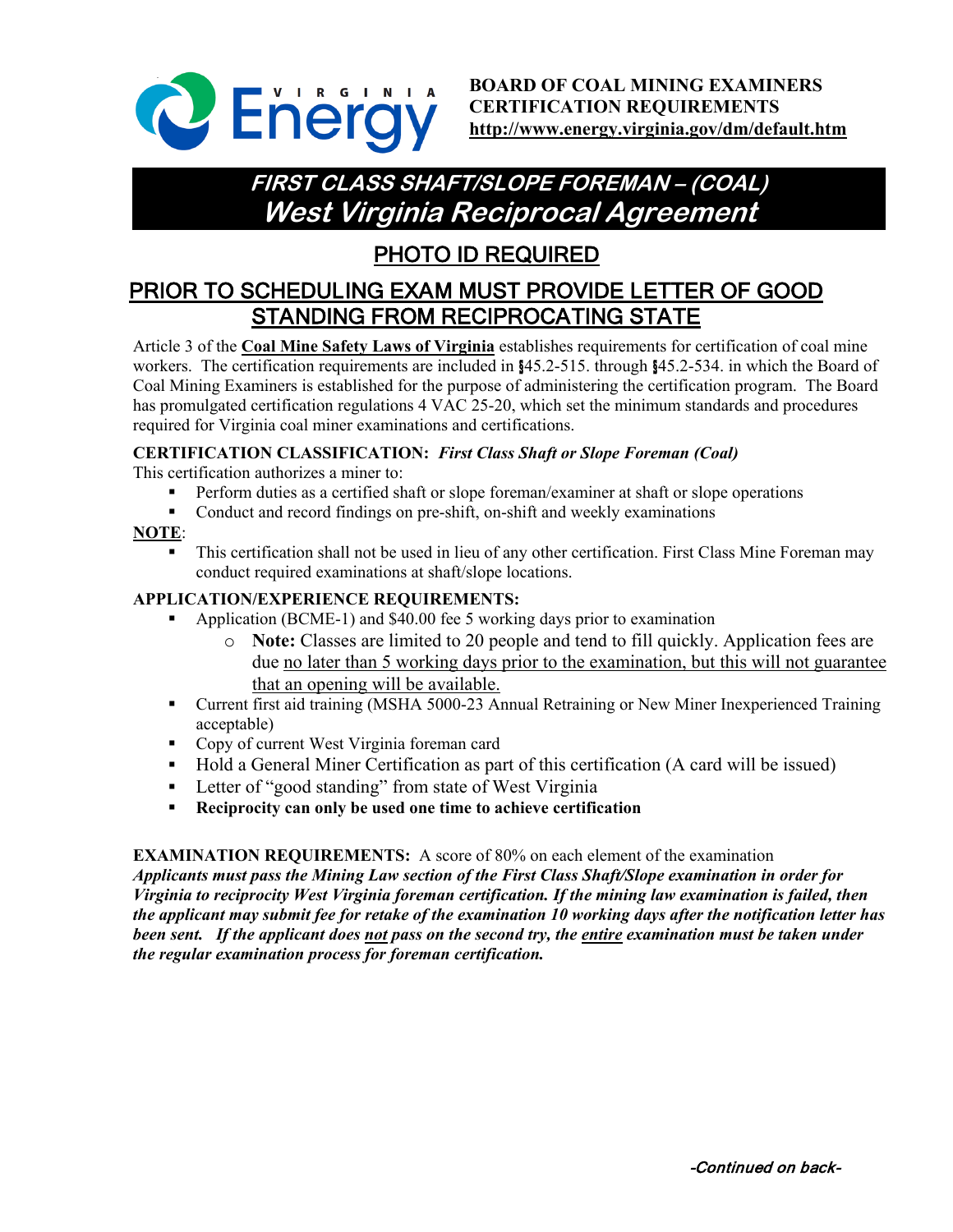**BOARD OF COAL MINING EXAMINERS**
**CERTIFICATION REQUIREMENTS**
**http://www.energy.virginia.gov/dm/default.htm**

# *FIRST CLASS SHAFT/SLOPE FOREMAN – (COAL)*
# *West Virginia Reciprocal Agreement*

## PHOTO ID REQUIRED

## PRIOR TO SCHEDULING EXAM MUST PROVIDE LETTER OF GOOD STANDING FROM RECIPROCATING STATE

Article 3 of the **Coal Mine Safety Laws of Virginia** establishes requirements for certification of coal mine workers. The certification requirements are included in §45.2-515. through §45.2-534. in which the Board of Coal Mining Examiners is established for the purpose of administering the certification program. The Board has promulgated certification regulations 4 VAC 25-20, which set the minimum standards and procedures required for Virginia coal miner examinations and certifications.

**CERTIFICATION CLASSIFICATION:** ***First Class Shaft or Slope Foreman (Coal)***
This certification authorizes a miner to:

- Perform duties as a certified shaft or slope foreman/examiner at shaft or slope operations
- Conduct and record findings on pre-shift, on-shift and weekly examinations

**NOTE**:

- This certification shall not be used in lieu of any other certification. First Class Mine Foreman may conduct required examinations at shaft/slope locations.

**APPLICATION/EXPERIENCE REQUIREMENTS:**

- Application (BCME-1) and $40.00 fee 5 working days prior to examination
  - **Note:** Classes are limited to 20 people and tend to fill quickly. Application fees are due no later than 5 working days prior to the examination, but this will not guarantee that an opening will be available.
- Current first aid training (MSHA 5000-23 Annual Retraining or New Miner Inexperienced Training acceptable)
- Copy of current West Virginia foreman card
- Hold a General Miner Certification as part of this certification (A card will be issued)
- Letter of "good standing" from state of West Virginia
- **Reciprocity can only be used one time to achieve certification**

**EXAMINATION REQUIREMENTS:** A score of 80% on each element of the examination
***Applicants must pass the Mining Law section of the First Class Shaft/Slope examination in order for Virginia to reciprocity West Virginia foreman certification. If the mining law examination is failed, then the applicant may submit fee for retake of the examination 10 working days after the notification letter has been sent. If the applicant does not pass on the second try, the entire examination must be taken under the regular examination process for foreman certification.***

*-Continued on back-*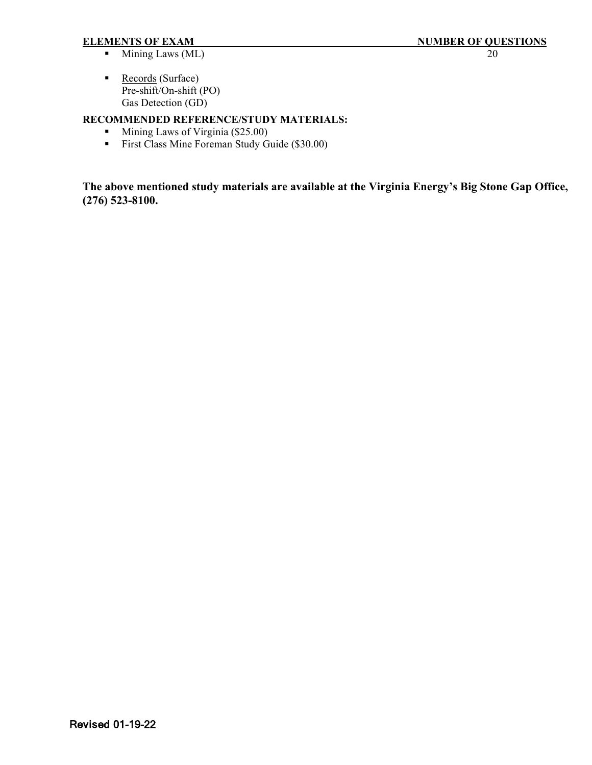| ELEMENTS OF EXAM | NUMBER OF QUESTIONS |
| --- | --- |
| ▪ Mining Laws (ML) | 20 |
| ▪ Records (Surface)<br>Pre-shift/On-shift (PO)<br>Gas Detection (GD) | |

**RECOMMENDED REFERENCE/STUDY MATERIALS:**

- Mining Laws of Virginia ($25.00)
- First Class Mine Foreman Study Guide ($30.00)

**The above mentioned study materials are available at the Virginia Energy's Big Stone Gap Office, (276) 523-8100.**

Revised 01-19-22